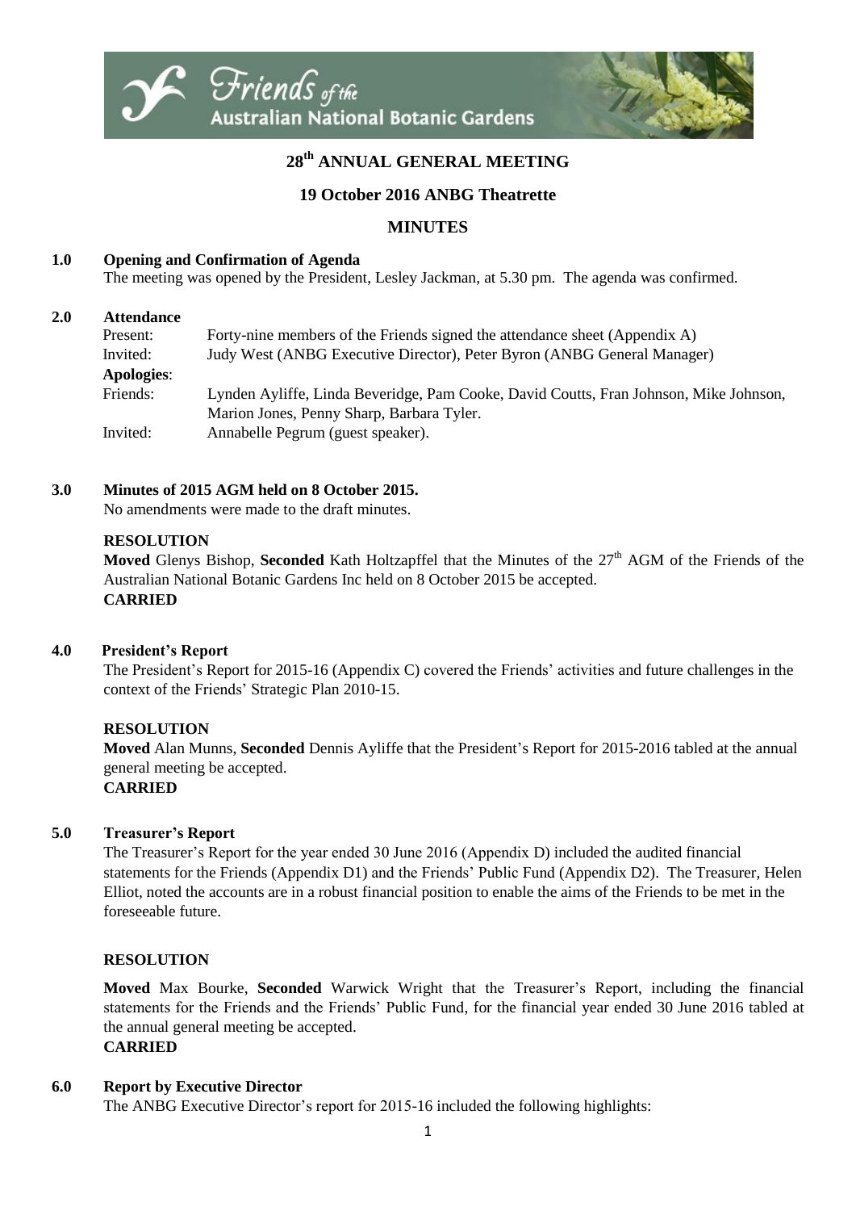Friends of the Australian National Botanic Gardens

# 28th ANNUAL GENERAL MEETING

## 19 October 2016 ANBG Theatrette

## MINUTES

### 1.0 Opening and Confirmation of Agenda

The meeting was opened by the President, Lesley Jackman, at 5.30 pm. The agenda was confirmed.

### 2.0 Attendance

| | |
|---|---|
| Present: | Forty-nine members of the Friends signed the attendance sheet (Appendix A) |
| Invited: | Judy West (ANBG Executive Director), Peter Byron (ANBG General Manager) |
| **Apologies**: | |
| Friends: | Lynden Ayliffe, Linda Beveridge, Pam Cooke, David Coutts, Fran Johnson, Mike Johnson, Marion Jones, Penny Sharp, Barbara Tyler. |
| Invited: | Annabelle Pegrum (guest speaker). |

### 3.0 Minutes of 2015 AGM held on 8 October 2015.

No amendments were made to the draft minutes.

**RESOLUTION**

**Moved** Glenys Bishop, **Seconded** Kath Holtzapffel that the Minutes of the 27th AGM of the Friends of the Australian National Botanic Gardens Inc held on 8 October 2015 be accepted.

**CARRIED**

### 4.0 President's Report

The President's Report for 2015-16 (Appendix C) covered the Friends' activities and future challenges in the context of the Friends' Strategic Plan 2010-15.

**RESOLUTION**

**Moved** Alan Munns, **Seconded** Dennis Ayliffe that the President's Report for 2015-2016 tabled at the annual general meeting be accepted.

**CARRIED**

### 5.0 Treasurer's Report

The Treasurer's Report for the year ended 30 June 2016 (Appendix D) included the audited financial statements for the Friends (Appendix D1) and the Friends' Public Fund (Appendix D2). The Treasurer, Helen Elliot, noted the accounts are in a robust financial position to enable the aims of the Friends to be met in the foreseeable future.

**RESOLUTION**

**Moved** Max Bourke, **Seconded** Warwick Wright that the Treasurer's Report, including the financial statements for the Friends and the Friends' Public Fund, for the financial year ended 30 June 2016 tabled at the annual general meeting be accepted.

**CARRIED**

### 6.0 Report by Executive Director

The ANBG Executive Director's report for 2015-16 included the following highlights: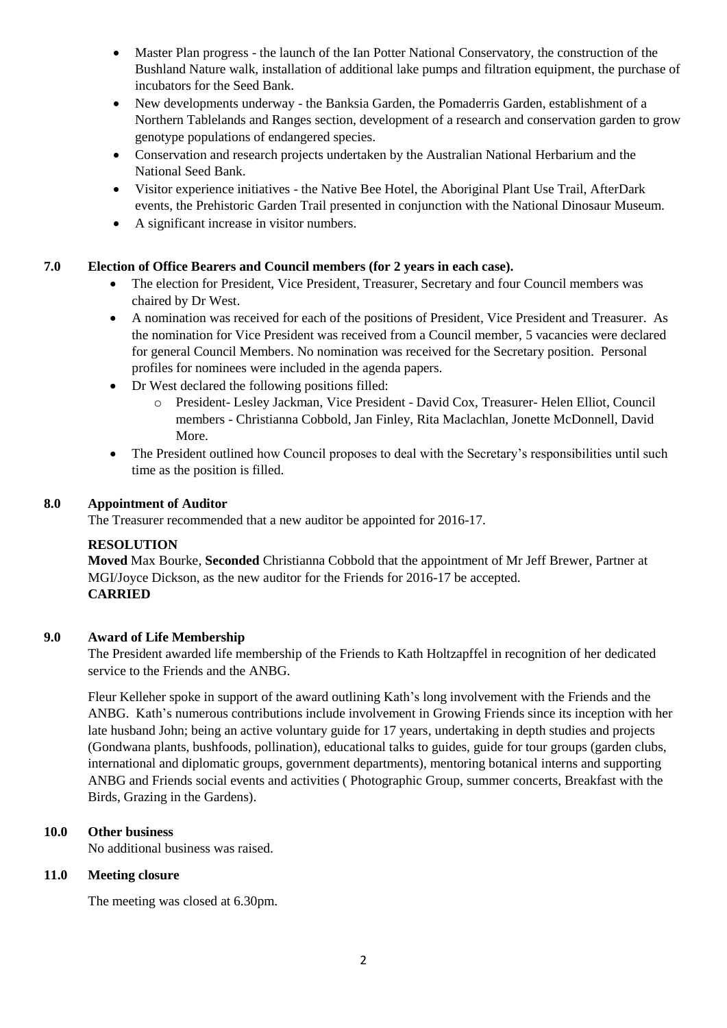- Master Plan progress - the launch of the Ian Potter National Conservatory, the construction of the Bushland Nature walk, installation of additional lake pumps and filtration equipment, the purchase of incubators for the Seed Bank.
- New developments underway - the Banksia Garden, the Pomaderris Garden, establishment of a Northern Tablelands and Ranges section, development of a research and conservation garden to grow genotype populations of endangered species.
- Conservation and research projects undertaken by the Australian National Herbarium and the National Seed Bank.
- Visitor experience initiatives - the Native Bee Hotel, the Aboriginal Plant Use Trail, AfterDark events, the Prehistoric Garden Trail presented in conjunction with the National Dinosaur Museum.
- A significant increase in visitor numbers.

## 7.0 Election of Office Bearers and Council members (for 2 years in each case).

- The election for President, Vice President, Treasurer, Secretary and four Council members was chaired by Dr West.
- A nomination was received for each of the positions of President, Vice President and Treasurer. As the nomination for Vice President was received from a Council member, 5 vacancies were declared for general Council Members. No nomination was received for the Secretary position. Personal profiles for nominees were included in the agenda papers.
- Dr West declared the following positions filled:
  - President- Lesley Jackman, Vice President - David Cox, Treasurer- Helen Elliot, Council members - Christianna Cobbold, Jan Finley, Rita Maclachlan, Jonette McDonnell, David More.
- The President outlined how Council proposes to deal with the Secretary's responsibilities until such time as the position is filled.

## 8.0 Appointment of Auditor

The Treasurer recommended that a new auditor be appointed for 2016-17.

**RESOLUTION**

**Moved** Max Bourke, **Seconded** Christianna Cobbold that the appointment of Mr Jeff Brewer, Partner at MGI/Joyce Dickson, as the new auditor for the Friends for 2016-17 be accepted.

**CARRIED**

## 9.0 Award of Life Membership

The President awarded life membership of the Friends to Kath Holtzapffel in recognition of her dedicated service to the Friends and the ANBG.

Fleur Kelleher spoke in support of the award outlining Kath's long involvement with the Friends and the ANBG. Kath's numerous contributions include involvement in Growing Friends since its inception with her late husband John; being an active voluntary guide for 17 years, undertaking in depth studies and projects (Gondwana plants, bushfoods, pollination), educational talks to guides, guide for tour groups (garden clubs, international and diplomatic groups, government departments), mentoring botanical interns and supporting ANBG and Friends social events and activities ( Photographic Group, summer concerts, Breakfast with the Birds, Grazing in the Gardens).

## 10.0 Other business

No additional business was raised.

## 11.0 Meeting closure

The meeting was closed at 6.30pm.